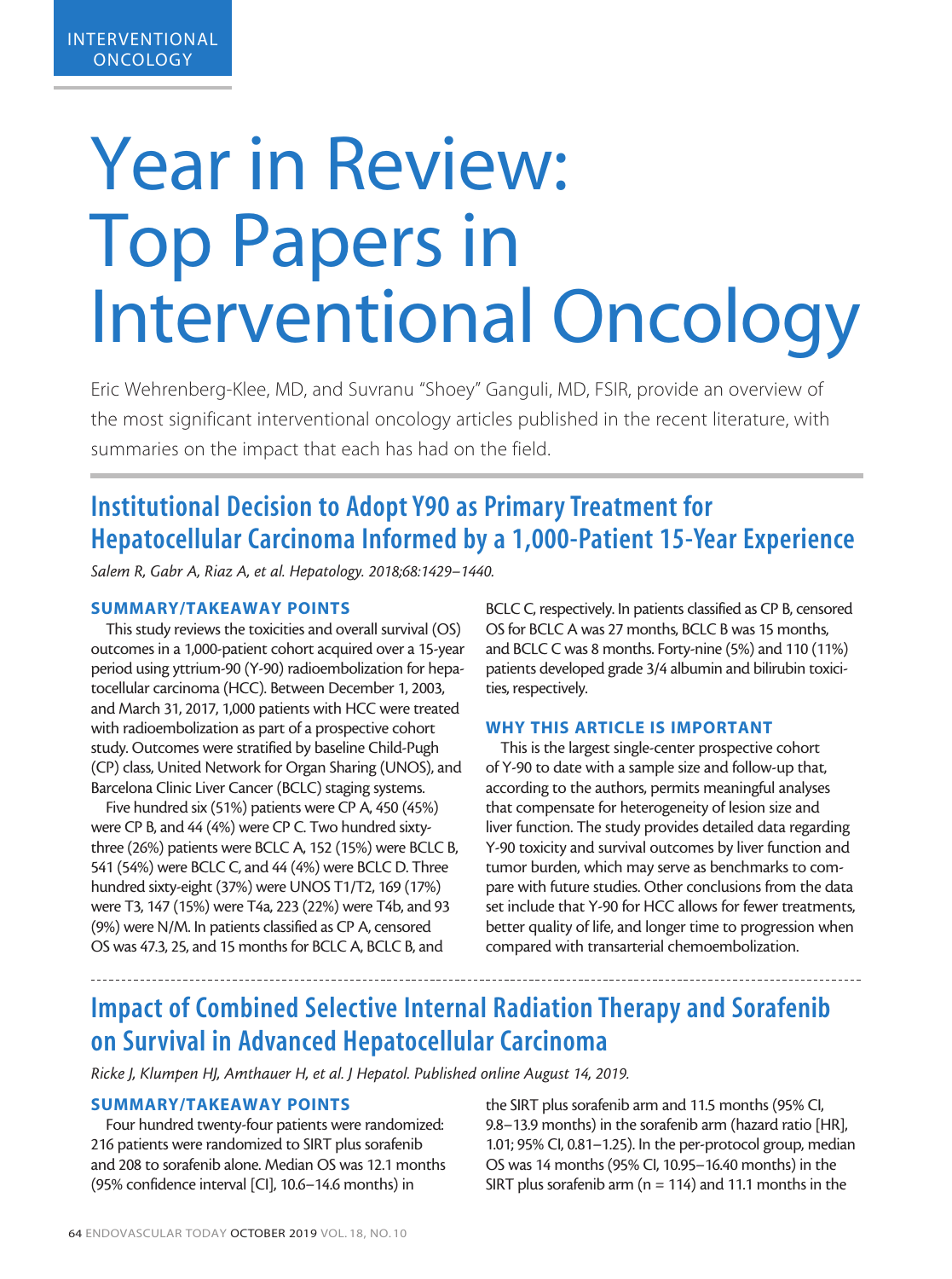INTERVENTIONAL ONCOLOGY

# Year in Review: Top Papers in Interventional Oncology

Eric Wehrenberg-Klee, MD, and Suvranu "Shoey" Ganguli, MD, FSIR, provide an overview of the most significant interventional oncology articles published in the recent literature, with summaries on the impact that each has had on the field.

## Institutional Decision to Adopt Y90 as Primary Treatment for Hepatocellular Carcinoma Informed by a 1,000-Patient 15-Year Experience

*Salem R, Gabr A, Riaz A, et al. Hepatology. 2018;68:1429–1440.*

### SUMMARY/TAKEAWAY POINTS

This study reviews the toxicities and overall survival (OS) outcomes in a 1,000-patient cohort acquired over a 15-year period using yttrium-90 (Y-90) radioembolization for hepatocellular carcinoma (HCC). Between December 1, 2003, and March 31, 2017, 1,000 patients with HCC were treated with radioembolization as part of a prospective cohort study. Outcomes were stratified by baseline Child-Pugh (CP) class, United Network for Organ Sharing (UNOS), and Barcelona Clinic Liver Cancer (BCLC) staging systems.

Five hundred six (51%) patients were CP A, 450 (45%) were CP B, and 44 (4%) were CP C. Two hundred sixty-three (26%) patients were BCLC A, 152 (15%) were BCLC B, 541 (54%) were BCLC C, and 44 (4%) were BCLC D. Three hundred sixty-eight (37%) were UNOS T1/T2, 169 (17%) were T3, 147 (15%) were T4a, 223 (22%) were T4b, and 93 (9%) were N/M. In patients classified as CP A, censored OS was 47.3, 25, and 15 months for BCLC A, BCLC B, and BCLC C, respectively. In patients classified as CP B, censored OS for BCLC A was 27 months, BCLC B was 15 months, and BCLC C was 8 months. Forty-nine (5%) and 110 (11%) patients developed grade 3/4 albumin and bilirubin toxicities, respectively.

### WHY THIS ARTICLE IS IMPORTANT

This is the largest single-center prospective cohort of Y-90 to date with a sample size and follow-up that, according to the authors, permits meaningful analyses that compensate for heterogeneity of lesion size and liver function. The study provides detailed data regarding Y-90 toxicity and survival outcomes by liver function and tumor burden, which may serve as benchmarks to compare with future studies. Other conclusions from the data set include that Y-90 for HCC allows for fewer treatments, better quality of life, and longer time to progression when compared with transarterial chemoembolization.

## Impact of Combined Selective Internal Radiation Therapy and Sorafenib on Survival in Advanced Hepatocellular Carcinoma

*Ricke J, Klumpen HJ, Amthauer H, et al. J Hepatol. Published online August 14, 2019.*

### SUMMARY/TAKEAWAY POINTS

Four hundred twenty-four patients were randomized: 216 patients were randomized to SIRT plus sorafenib and 208 to sorafenib alone. Median OS was 12.1 months (95% confidence interval [CI], 10.6–14.6 months) in the SIRT plus sorafenib arm and 11.5 months (95% CI, 9.8–13.9 months) in the sorafenib arm (hazard ratio [HR], 1.01; 95% CI, 0.81–1.25). In the per-protocol group, median OS was 14 months (95% CI, 10.95–16.40 months) in the SIRT plus sorafenib arm (n = 114) and 11.1 months in the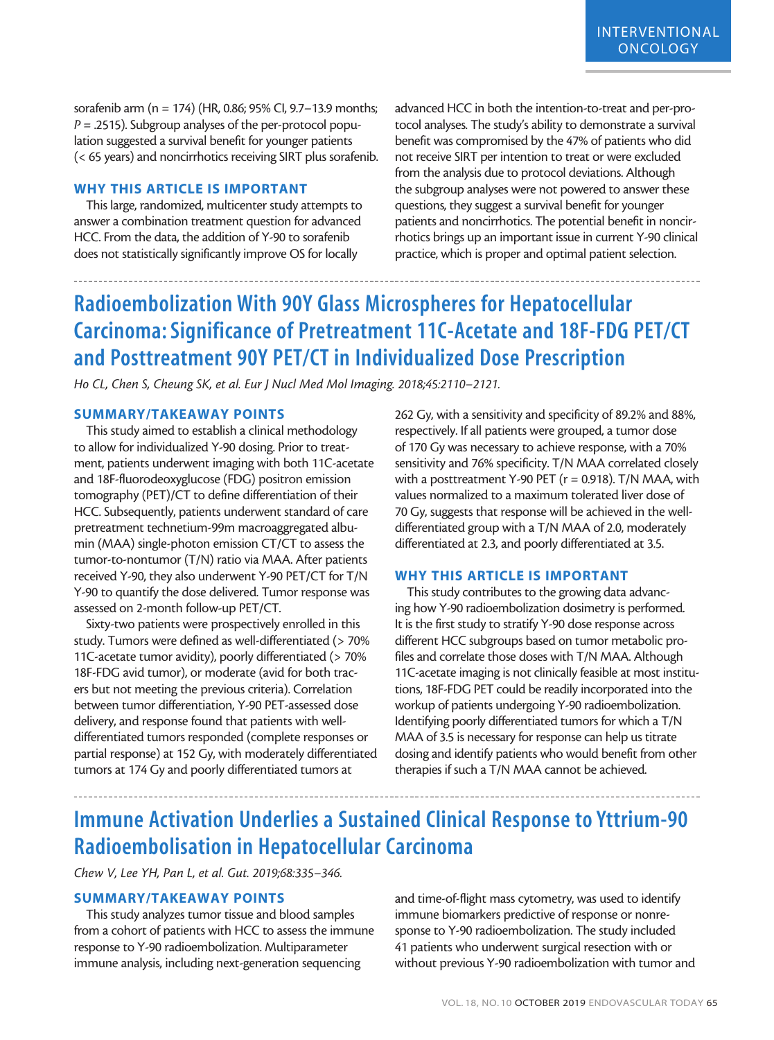sorafenib arm (n = 174) (HR, 0.86; 95% CI, 9.7–13.9 months; *P* = .2515). Subgroup analyses of the per-protocol population suggested a survival benefit for younger patients (< 65 years) and noncirrhotics receiving SIRT plus sorafenib.

### WHY THIS ARTICLE IS IMPORTANT

This large, randomized, multicenter study attempts to answer a combination treatment question for advanced HCC. From the data, the addition of Y-90 to sorafenib does not statistically significantly improve OS for locally advanced HCC in both the intention-to-treat and per-protocol analyses. The study's ability to demonstrate a survival benefit was compromised by the 47% of patients who did not receive SIRT per intention to treat or were excluded from the analysis due to protocol deviations. Although the subgroup analyses were not powered to answer these questions, they suggest a survival benefit for younger patients and noncirrhotics. The potential benefit in noncirrhotics brings up an important issue in current Y-90 clinical practice, which is proper and optimal patient selection.

## Radioembolization With 90Y Glass Microspheres for Hepatocellular Carcinoma: Significance of Pretreatment 11C-Acetate and 18F-FDG PET/CT and Posttreatment 90Y PET/CT in Individualized Dose Prescription

*Ho CL, Chen S, Cheung SK, et al. Eur J Nucl Med Mol Imaging. 2018;45:2110–2121.*

### SUMMARY/TAKEAWAY POINTS

This study aimed to establish a clinical methodology to allow for individualized Y-90 dosing. Prior to treatment, patients underwent imaging with both 11C-acetate and 18F-fluorodeoxyglucose (FDG) positron emission tomography (PET)/CT to define differentiation of their HCC. Subsequently, patients underwent standard of care pretreatment technetium-99m macroaggregated albumin (MAA) single-photon emission CT/CT to assess the tumor-to-nontumor (T/N) ratio via MAA. After patients received Y-90, they also underwent Y-90 PET/CT for T/N Y-90 to quantify the dose delivered. Tumor response was assessed on 2-month follow-up PET/CT.

Sixty-two patients were prospectively enrolled in this study. Tumors were defined as well-differentiated (> 70% 11C-acetate tumor avidity), poorly differentiated (> 70% 18F-FDG avid tumor), or moderate (avid for both tracers but not meeting the previous criteria). Correlation between tumor differentiation, Y-90 PET-assessed dose delivery, and response found that patients with well-differentiated tumors responded (complete responses or partial response) at 152 Gy, with moderately differentiated tumors at 174 Gy and poorly differentiated tumors at 262 Gy, with a sensitivity and specificity of 89.2% and 88%, respectively. If all patients were grouped, a tumor dose of 170 Gy was necessary to achieve response, with a 70% sensitivity and 76% specificity. T/N MAA correlated closely with a posttreatment Y-90 PET (r = 0.918). T/N MAA, with values normalized to a maximum tolerated liver dose of 70 Gy, suggests that response will be achieved in the well-differentiated group with a T/N MAA of 2.0, moderately differentiated at 2.3, and poorly differentiated at 3.5.

### WHY THIS ARTICLE IS IMPORTANT

This study contributes to the growing data advancing how Y-90 radioembolization dosimetry is performed. It is the first study to stratify Y-90 dose response across different HCC subgroups based on tumor metabolic profiles and correlate those doses with T/N MAA. Although 11C-acetate imaging is not clinically feasible at most institutions, 18F-FDG PET could be readily incorporated into the workup of patients undergoing Y-90 radioembolization. Identifying poorly differentiated tumors for which a T/N MAA of 3.5 is necessary for response can help us titrate dosing and identify patients who would benefit from other therapies if such a T/N MAA cannot be achieved.

## Immune Activation Underlies a Sustained Clinical Response to Yttrium-90 Radioembolisation in Hepatocellular Carcinoma

*Chew V, Lee YH, Pan L, et al. Gut. 2019;68:335–346.*

### SUMMARY/TAKEAWAY POINTS

This study analyzes tumor tissue and blood samples from a cohort of patients with HCC to assess the immune response to Y-90 radioembolization. Multiparameter immune analysis, including next-generation sequencing and time-of-flight mass cytometry, was used to identify immune biomarkers predictive of response or nonresponse to Y-90 radioembolization. The study included 41 patients who underwent surgical resection with or without previous Y-90 radioembolization with tumor and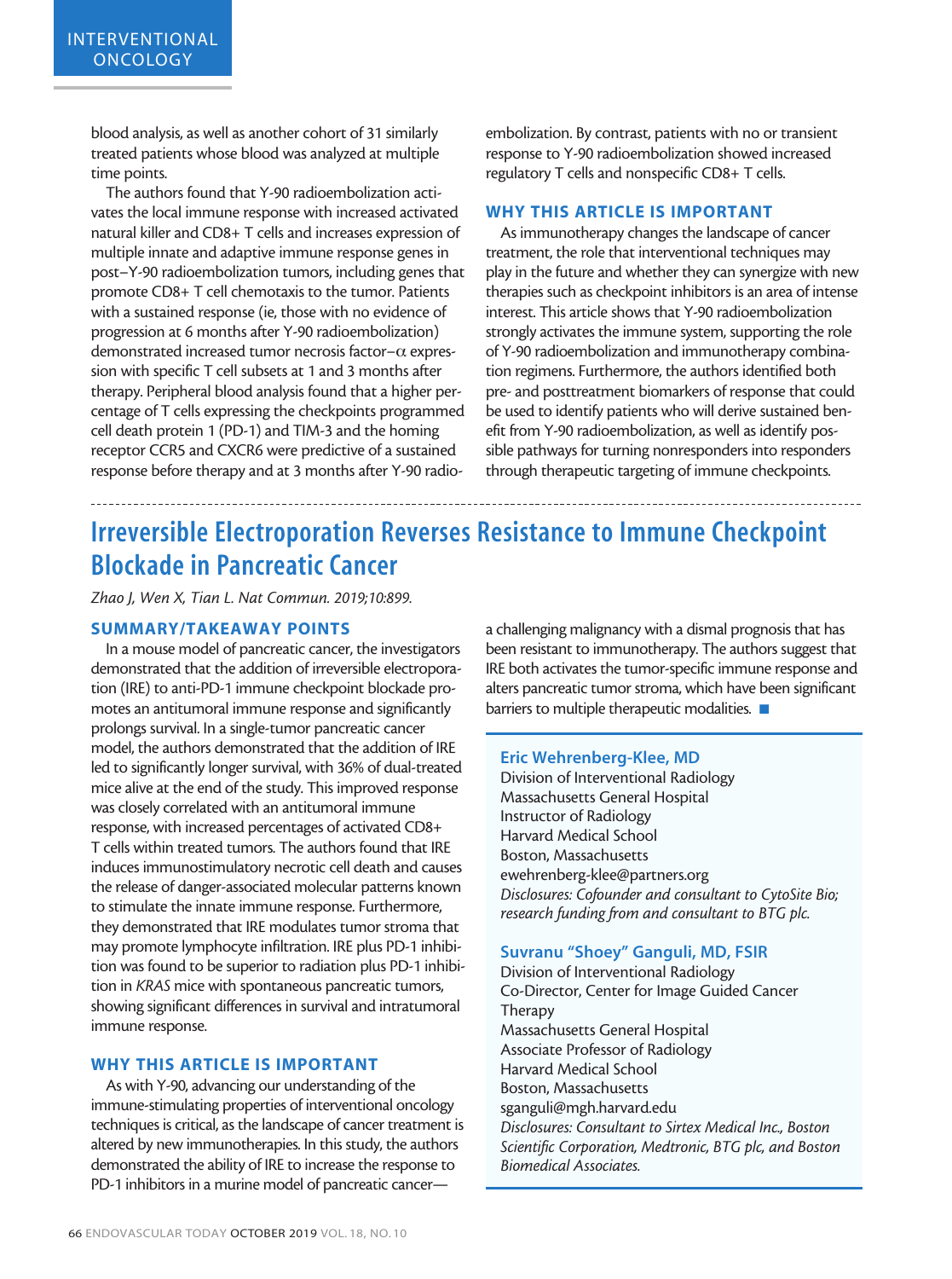blood analysis, as well as another cohort of 31 similarly treated patients whose blood was analyzed at multiple time points.

The authors found that Y-90 radioembolization activates the local immune response with increased activated natural killer and CD8+ T cells and increases expression of multiple innate and adaptive immune response genes in post–Y-90 radioembolization tumors, including genes that promote CD8+ T cell chemotaxis to the tumor. Patients with a sustained response (ie, those with no evidence of progression at 6 months after Y-90 radioembolization) demonstrated increased tumor necrosis factor–α expression with specific T cell subsets at 1 and 3 months after therapy. Peripheral blood analysis found that a higher percentage of T cells expressing the checkpoints programmed cell death protein 1 (PD-1) and TIM-3 and the homing receptor CCR5 and CXCR6 were predictive of a sustained response before therapy and at 3 months after Y-90 radioembolization. By contrast, patients with no or transient response to Y-90 radioembolization showed increased regulatory T cells and nonspecific CD8+ T cells.

### WHY THIS ARTICLE IS IMPORTANT

As immunotherapy changes the landscape of cancer treatment, the role that interventional techniques may play in the future and whether they can synergize with new therapies such as checkpoint inhibitors is an area of intense interest. This article shows that Y-90 radioembolization strongly activates the immune system, supporting the role of Y-90 radioembolization and immunotherapy combination regimens. Furthermore, the authors identified both pre- and posttreatment biomarkers of response that could be used to identify patients who will derive sustained benefit from Y-90 radioembolization, as well as identify possible pathways for turning nonresponders into responders through therapeutic targeting of immune checkpoints.

---

## Irreversible Electroporation Reverses Resistance to Immune Checkpoint Blockade in Pancreatic Cancer

*Zhao J, Wen X, Tian L. Nat Commun. 2019;10:899.*

### SUMMARY/TAKEAWAY POINTS

In a mouse model of pancreatic cancer, the investigators demonstrated that the addition of irreversible electroporation (IRE) to anti-PD-1 immune checkpoint blockade promotes an antitumoral immune response and significantly prolongs survival. In a single-tumor pancreatic cancer model, the authors demonstrated that the addition of IRE led to significantly longer survival, with 36% of dual-treated mice alive at the end of the study. This improved response was closely correlated with an antitumoral immune response, with increased percentages of activated CD8+ T cells within treated tumors. The authors found that IRE induces immunostimulatory necrotic cell death and causes the release of danger-associated molecular patterns known to stimulate the innate immune response. Furthermore, they demonstrated that IRE modulates tumor stroma that may promote lymphocyte infiltration. IRE plus PD-1 inhibition was found to be superior to radiation plus PD-1 inhibition in *KRAS* mice with spontaneous pancreatic tumors, showing significant differences in survival and intratumoral immune response.

### WHY THIS ARTICLE IS IMPORTANT

As with Y-90, advancing our understanding of the immune-stimulating properties of interventional oncology techniques is critical, as the landscape of cancer treatment is altered by new immunotherapies. In this study, the authors demonstrated the ability of IRE to increase the response to PD-1 inhibitors in a murine model of pancreatic cancer—a challenging malignancy with a dismal prognosis that has been resistant to immunotherapy. The authors suggest that IRE both activates the tumor-specific immune response and alters pancreatic tumor stroma, which have been significant barriers to multiple therapeutic modalities. ■

---

**Eric Wehrenberg-Klee, MD**
Division of Interventional Radiology
Massachusetts General Hospital
Instructor of Radiology
Harvard Medical School
Boston, Massachusetts
ewehrenberg-klee@partners.org
*Disclosures: Cofounder and consultant to CytoSite Bio; research funding from and consultant to BTG plc.*

**Suvranu "Shoey" Ganguli, MD, FSIR**
Division of Interventional Radiology
Co-Director, Center for Image Guided Cancer Therapy
Massachusetts General Hospital
Associate Professor of Radiology
Harvard Medical School
Boston, Massachusetts
sganguli@mgh.harvard.edu
*Disclosures: Consultant to Sirtex Medical Inc., Boston Scientific Corporation, Medtronic, BTG plc, and Boston Biomedical Associates.*